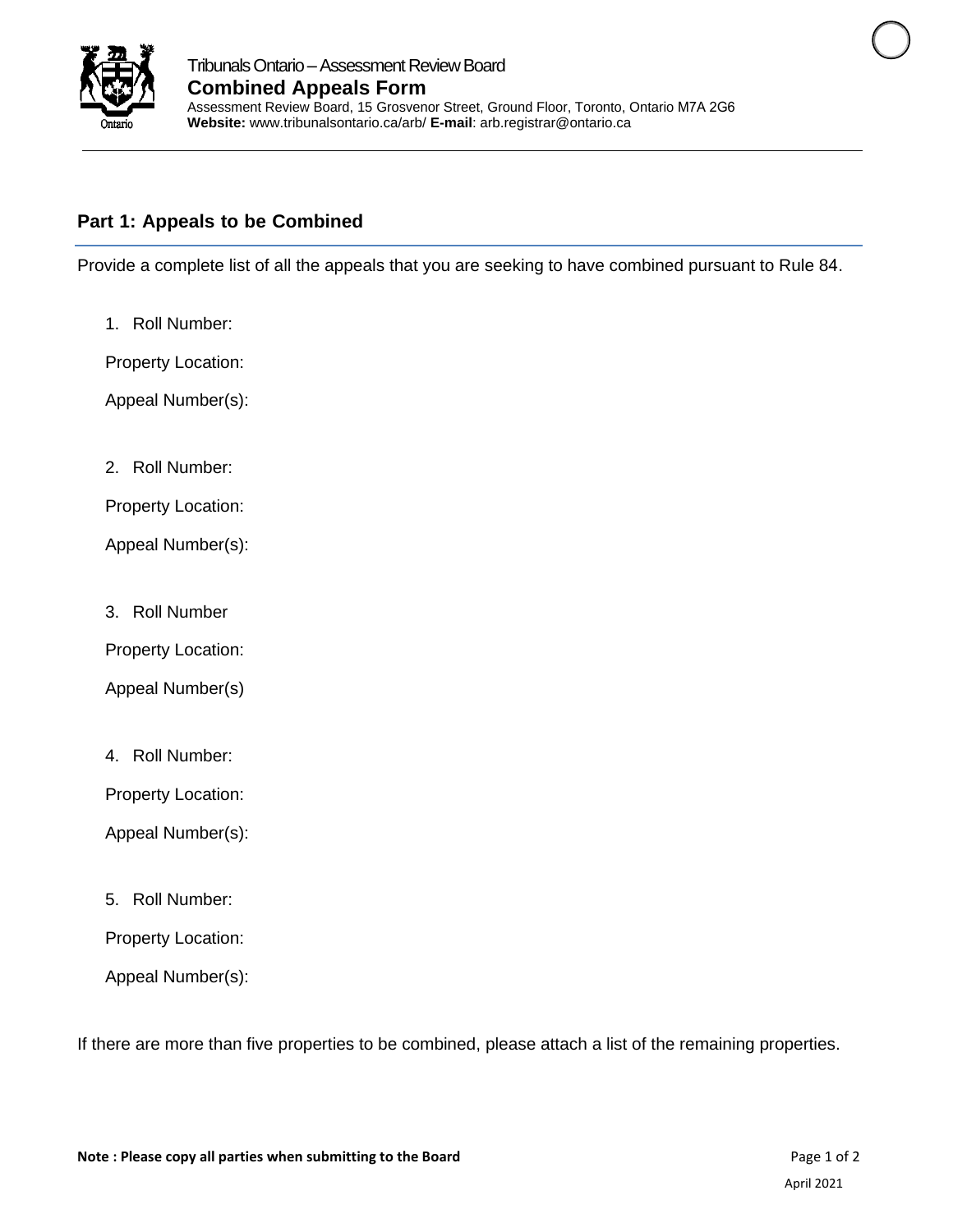Tribunals Ontario – Assessment Review Board

# Combined Appeals Form

Assessment Review Board, 15 Grosvenor Street, Ground Floor, Toronto, Ontario M7A 2G6
**Website:** www.tribunalsontario.ca/arb/ **E-mail**: arb.registrar@ontario.ca

## Part 1: Appeals to be Combined

Provide a complete list of all the appeals that you are seeking to have combined pursuant to Rule 84.

1. Roll Number:

   Property Location:

   Appeal Number(s):

2. Roll Number:

   Property Location:

   Appeal Number(s):

3. Roll Number

   Property Location:

   Appeal Number(s)

4. Roll Number:

   Property Location:

   Appeal Number(s):

5. Roll Number:

   Property Location:

   Appeal Number(s):

If there are more than five properties to be combined, please attach a list of the remaining properties.

**Note : Please copy all parties when submitting to the Board**

April 2021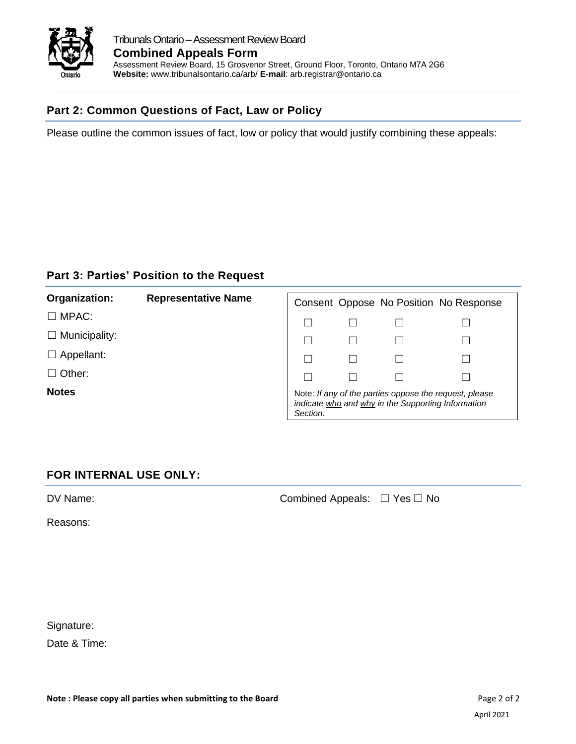Tribunals Ontario – Assessment Review Board

**Combined Appeals Form**

Assessment Review Board, 15 Grosvenor Street, Ground Floor, Toronto, Ontario M7A 2G6
**Website:** www.tribunalsontario.ca/arb/ **E-mail**: arb.registrar@ontario.ca

## Part 2: Common Questions of Fact, Law or Policy

Please outline the common issues of fact, low or policy that would justify combining these appeals:

## Part 3: Parties' Position to the Request

| Organization: | Representative Name | Consent | Oppose | No Position | No Response |
|---|---|---|---|---|---|
| ☐ MPAC: | | ☐ | ☐ | ☐ | ☐ |
| ☐ Municipality: | | ☐ | ☐ | ☐ | ☐ |
| ☐ Appellant: | | ☐ | ☐ | ☐ | ☐ |
| ☐ Other: | | ☐ | ☐ | ☐ | ☐ |

**Notes**

Note: *If any of the parties oppose the request, please indicate who and why in the Supporting Information Section.*

## FOR INTERNAL USE ONLY:

DV Name:

Combined Appeals: ☐ Yes ☐ No

Reasons:

Signature:

Date & Time:

**Note : Please copy all parties when submitting to the Board**

April 2021